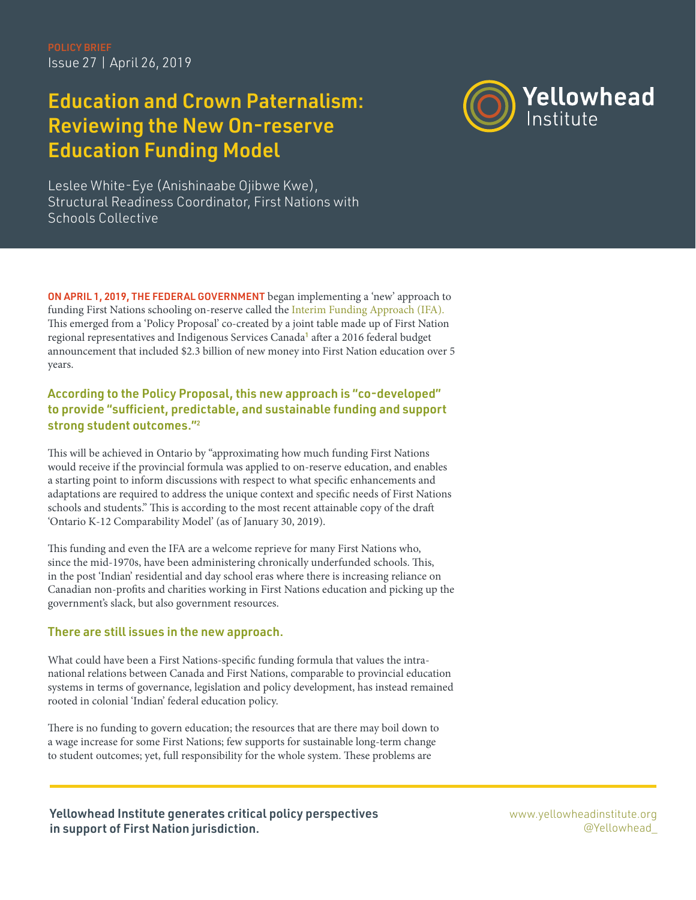POLICY BRIEF

Issue 27 | April 26, 2019

# Education and Crown Paternalism: Reviewing the New On-reserve Education Funding Model

Leslee White-Eye (Anishinaabe Ojibwe Kwe), Structural Readiness Coordinator, First Nations with Schools Collective

**ON APRIL 1, 2019, THE FEDERAL GOVERNMENT** began implementing a 'new' approach to funding First Nations schooling on-reserve called the Interim Funding Approach (IFA). This emerged from a 'Policy Proposal' co-created by a joint table made up of First Nation regional representatives and Indigenous Services Canada[1] after a 2016 federal budget announcement that included $2.3 billion of new money into First Nation education over 5 years.

### According to the Policy Proposal, this new approach is "co-developed" to provide "sufficient, predictable, and sustainable funding and support strong student outcomes."[2]

This will be achieved in Ontario by "approximating how much funding First Nations would receive if the provincial formula was applied to on-reserve education, and enables a starting point to inform discussions with respect to what specific enhancements and adaptations are required to address the unique context and specific needs of First Nations schools and students." This is according to the most recent attainable copy of the draft 'Ontario K-12 Comparability Model' (as of January 30, 2019).

This funding and even the IFA are a welcome reprieve for many First Nations who, since the mid-1970s, have been administering chronically underfunded schools. This, in the post 'Indian' residential and day school eras where there is increasing reliance on Canadian non-profits and charities working in First Nations education and picking up the government's slack, but also government resources.

### There are still issues in the new approach.

What could have been a First Nations-specific funding formula that values the intra-national relations between Canada and First Nations, comparable to provincial education systems in terms of governance, legislation and policy development, has instead remained rooted in colonial 'Indian' federal education policy.

There is no funding to govern education; the resources that are there may boil down to a wage increase for some First Nations; few supports for sustainable long-term change to student outcomes; yet, full responsibility for the whole system. These problems are

**Yellowhead Institute generates critical policy perspectives in support of First Nation jurisdiction.**

www.yellowheadinstitute.org
@Yellowhead_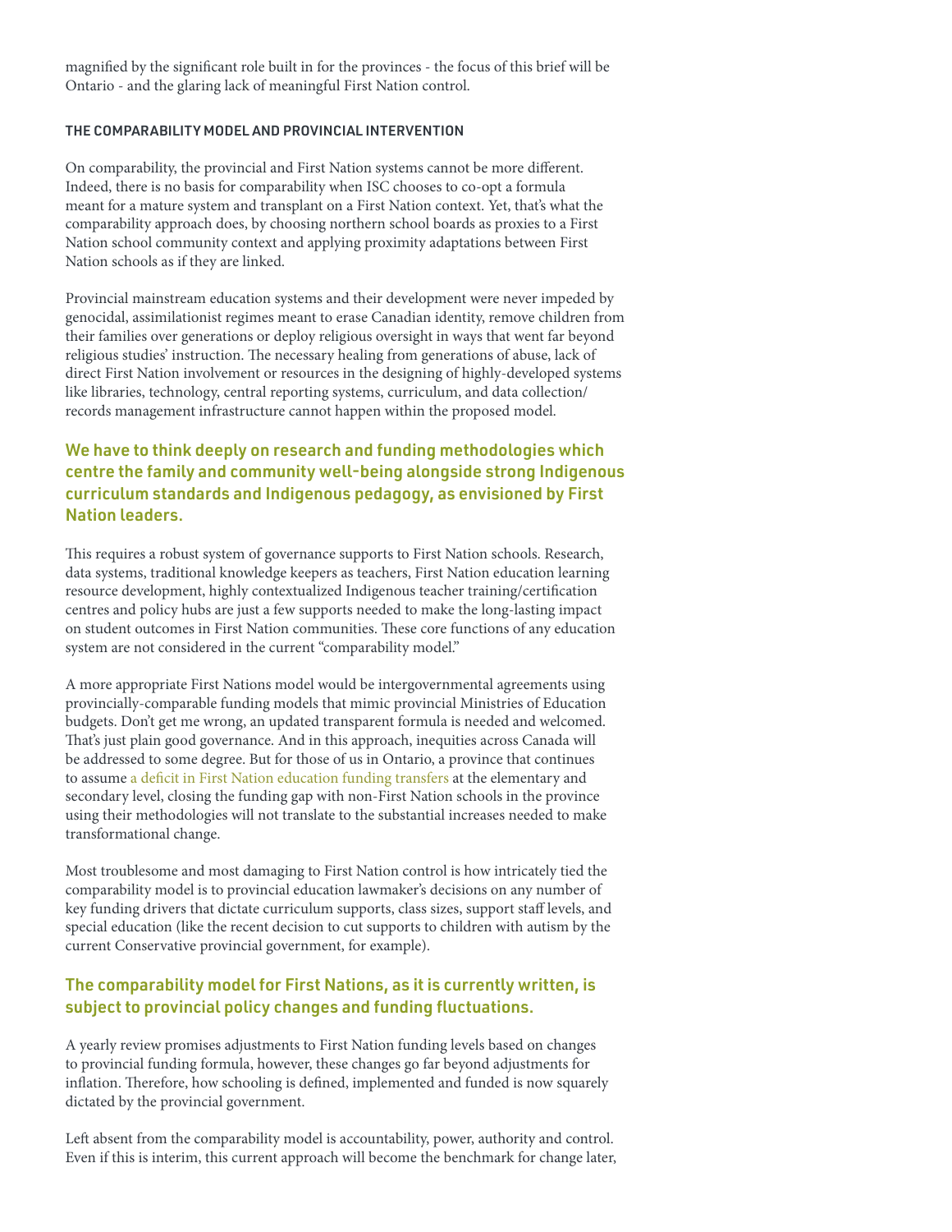magnified by the significant role built in for the provinces - the focus of this brief will be Ontario - and the glaring lack of meaningful First Nation control.

### THE COMPARABILITY MODEL AND PROVINCIAL INTERVENTION

On comparability, the provincial and First Nation systems cannot be more different. Indeed, there is no basis for comparability when ISC chooses to co-opt a formula meant for a mature system and transplant on a First Nation context. Yet, that's what the comparability approach does, by choosing northern school boards as proxies to a First Nation school community context and applying proximity adaptations between First Nation schools as if they are linked.

Provincial mainstream education systems and their development were never impeded by genocidal, assimilationist regimes meant to erase Canadian identity, remove children from their families over generations or deploy religious oversight in ways that went far beyond religious studies' instruction. The necessary healing from generations of abuse, lack of direct First Nation involvement or resources in the designing of highly-developed systems like libraries, technology, central reporting systems, curriculum, and data collection/records management infrastructure cannot happen within the proposed model.

**We have to think deeply on research and funding methodologies which centre the family and community well-being alongside strong Indigenous curriculum standards and Indigenous pedagogy, as envisioned by First Nation leaders.**

This requires a robust system of governance supports to First Nation schools. Research, data systems, traditional knowledge keepers as teachers, First Nation education learning resource development, highly contextualized Indigenous teacher training/certification centres and policy hubs are just a few supports needed to make the long-lasting impact on student outcomes in First Nation communities. These core functions of any education system are not considered in the current "comparability model."

A more appropriate First Nations model would be intergovernmental agreements using provincially-comparable funding models that mimic provincial Ministries of Education budgets. Don't get me wrong, an updated transparent formula is needed and welcomed. That's just plain good governance. And in this approach, inequities across Canada will be addressed to some degree. But for those of us in Ontario, a province that continues to assume a deficit in First Nation education funding transfers at the elementary and secondary level, closing the funding gap with non-First Nation schools in the province using their methodologies will not translate to the substantial increases needed to make transformational change.

Most troublesome and most damaging to First Nation control is how intricately tied the comparability model is to provincial education lawmaker's decisions on any number of key funding drivers that dictate curriculum supports, class sizes, support staff levels, and special education (like the recent decision to cut supports to children with autism by the current Conservative provincial government, for example).

**The comparability model for First Nations, as it is currently written, is subject to provincial policy changes and funding fluctuations.**

A yearly review promises adjustments to First Nation funding levels based on changes to provincial funding formula, however, these changes go far beyond adjustments for inflation. Therefore, how schooling is defined, implemented and funded is now squarely dictated by the provincial government.

Left absent from the comparability model is accountability, power, authority and control. Even if this is interim, this current approach will become the benchmark for change later,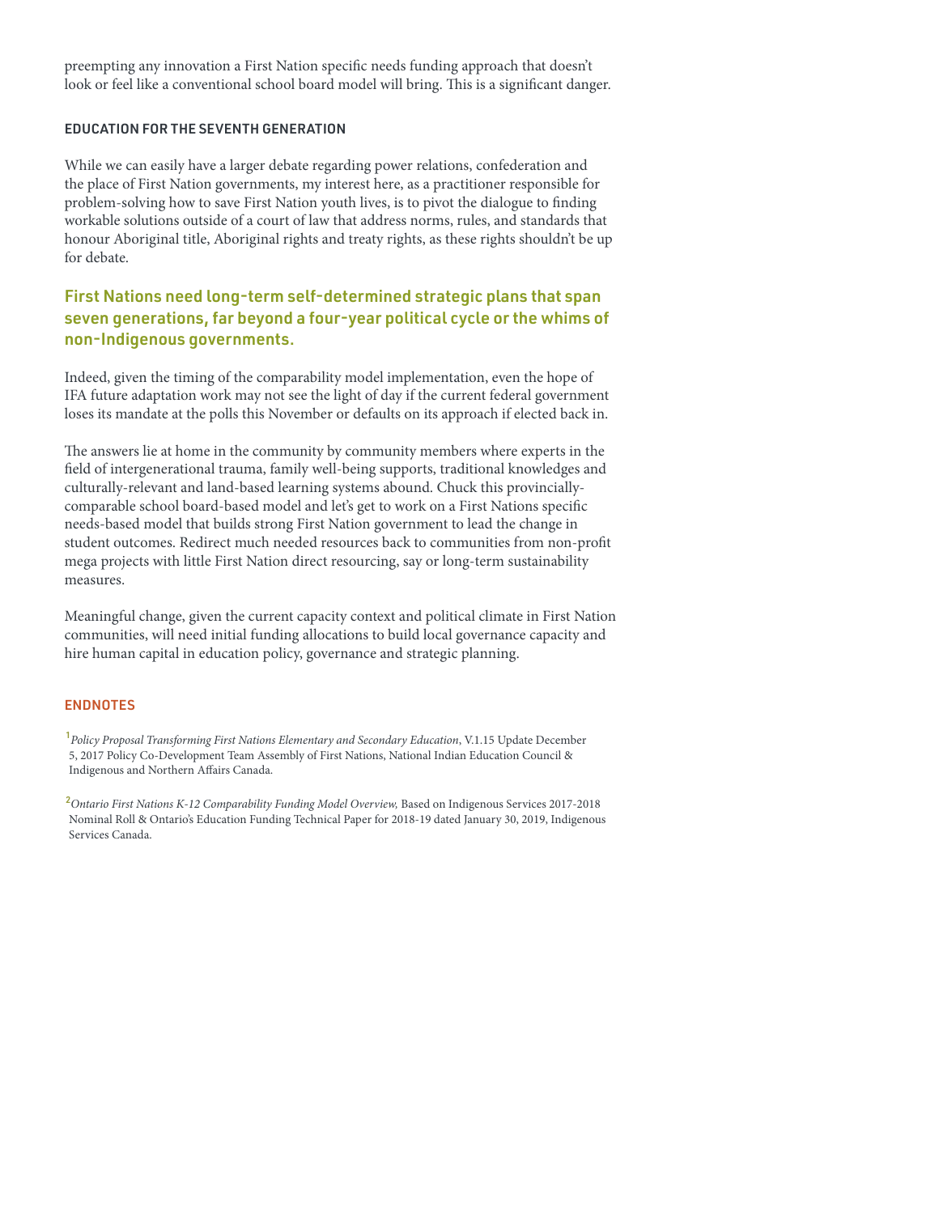preempting any innovation a First Nation specific needs funding approach that doesn't look or feel like a conventional school board model will bring. This is a significant danger.

## EDUCATION FOR THE SEVENTH GENERATION

While we can easily have a larger debate regarding power relations, confederation and the place of First Nation governments, my interest here, as a practitioner responsible for problem-solving how to save First Nation youth lives, is to pivot the dialogue to finding workable solutions outside of a court of law that address norms, rules, and standards that honour Aboriginal title, Aboriginal rights and treaty rights, as these rights shouldn't be up for debate.

**First Nations need long-term self-determined strategic plans that span seven generations, far beyond a four-year political cycle or the whims of non-Indigenous governments.**

Indeed, given the timing of the comparability model implementation, even the hope of IFA future adaptation work may not see the light of day if the current federal government loses its mandate at the polls this November or defaults on its approach if elected back in.

The answers lie at home in the community by community members where experts in the field of intergenerational trauma, family well-being supports, traditional knowledges and culturally-relevant and land-based learning systems abound. Chuck this provincially-comparable school board-based model and let's get to work on a First Nations specific needs-based model that builds strong First Nation government to lead the change in student outcomes. Redirect much needed resources back to communities from non-profit mega projects with little First Nation direct resourcing, say or long-term sustainability measures.

Meaningful change, given the current capacity context and political climate in First Nation communities, will need initial funding allocations to build local governance capacity and hire human capital in education policy, governance and strategic planning.

## ENDNOTES

[1] *Policy Proposal Transforming First Nations Elementary and Secondary Education*, V.1.15 Update December 5, 2017 Policy Co-Development Team Assembly of First Nations, National Indian Education Council & Indigenous and Northern Affairs Canada.

[2] *Ontario First Nations K-12 Comparability Funding Model Overview,* Based on Indigenous Services 2017-2018 Nominal Roll & Ontario's Education Funding Technical Paper for 2018-19 dated January 30, 2019, Indigenous Services Canada.